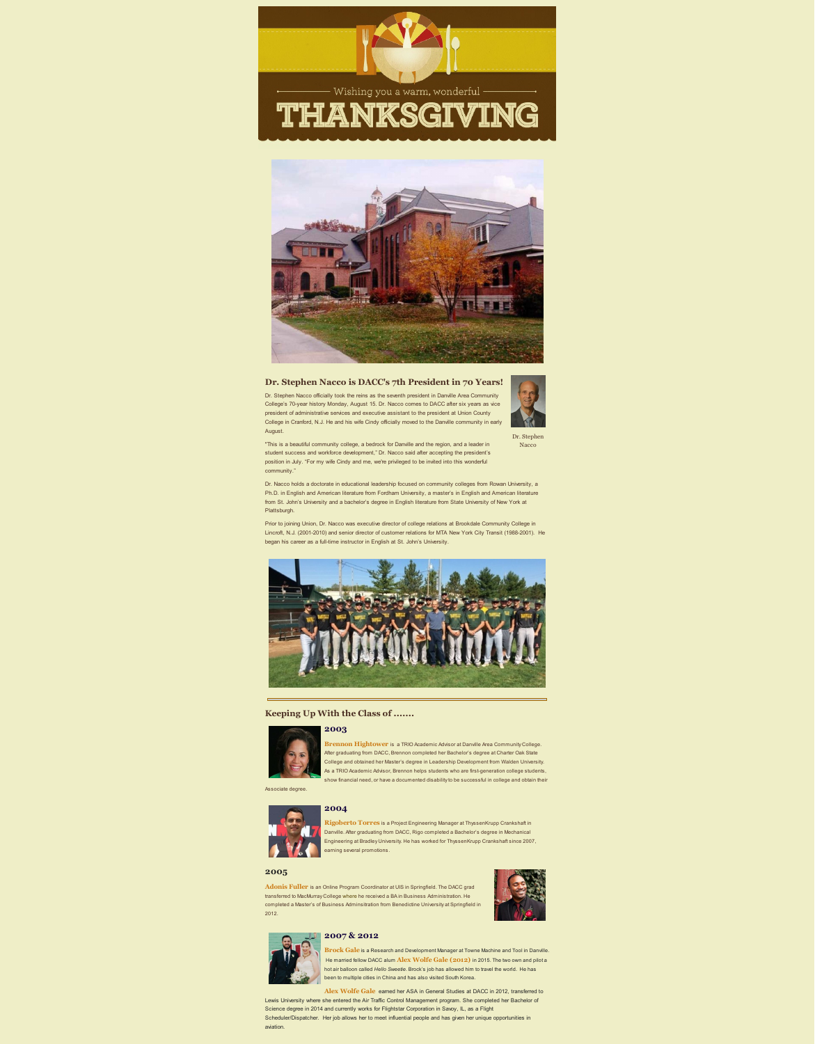Wishing you a warm, wonderful

# THANKSGIVING

## Dr. Stephen Nacco is DACC's 7th President in 70 Years!

Dr. Stephen Nacco officially took the reins as the seventh president in Danville Area Community College's 70-year history Monday, August 15. Dr. Nacco comes to DACC after six years as vice president of administrative services and executive assistant to the president at Union County College in Cranford, N.J. He and his wife Cindy officially moved to the Danville community in early August.

Dr. Stephen Nacco

"This is a beautiful community college, a bedrock for Danville and the region, and a leader in student success and workforce development," Dr. Nacco said after accepting the president's position in July. "For my wife Cindy and me, we're privileged to be invited into this wonderful community."

Dr. Nacco holds a doctorate in educational leadership focused on community colleges from Rowan University, a Ph.D. in English and American literature from Fordham University, a master's in English and American literature from St. John's University and a bachelor's degree in English literature from State University of New York at Plattsburgh.

Prior to joining Union, Dr. Nacco was executive director of college relations at Brookdale Community College in Lincroft, N.J. (2001-2010) and senior director of customer relations for MTA New York City Transit (1988-2001). He began his career as a full-time instructor in English at St. John's University.

## Keeping Up With the Class of .......

### 2003

**Brennon Hightower** is a TRIO Academic Advisor at Danville Area Community College. After graduating from DACC, Brennon completed her Bachelor's degree at Charter Oak State College and obtained her Master's degree in Leadership Development from Walden University. As a TRIO Academic Advisor, Brennon helps students who are first-generation college students, show financial need, or have a documented disability to be successful in college and obtain their Associate degree.

### 2004

**Rigoberto Torres** is a Project Engineering Manager at ThyssenKrupp Crankshaft in Danville. After graduating from DACC, Rigo completed a Bachelor's degree in Mechanical Engineering at Bradley University. He has worked for ThyssenKrupp Crankshaft since 2007, earning several promotions.

### 2005

**Adonis Fuller** is an Online Program Coordinator at UIS in Springfield. The DACC grad transferred to MacMurray College where he received a BA in Business Administration. He completed a Master's of Business Adminsitration from Benedictine University at Springfield in 2012.

### 2007 & 2012

**Brock Gale** is a Research and Development Manager at Towne Machine and Tool in Danville. He married fellow DACC alum **Alex Wolfe Gale (2012)** in 2015. The two own and pilot a hot air balloon called *Hello Sweetie*. Brock's job has allowed him to travel the world. He has been to multiple cities in China and has also visited South Korea.

**Alex Wolfe Gale** earned her ASA in General Studies at DACC in 2012, transferred to Lewis University where she entered the Air Traffic Control Management program. She completed her Bachelor of Science degree in 2014 and currently works for Flightstar Corporation in Savoy, IL, as a Flight Scheduler/Dispatcher. Her job allows her to meet influential people and has given her unique opportunities in aviation.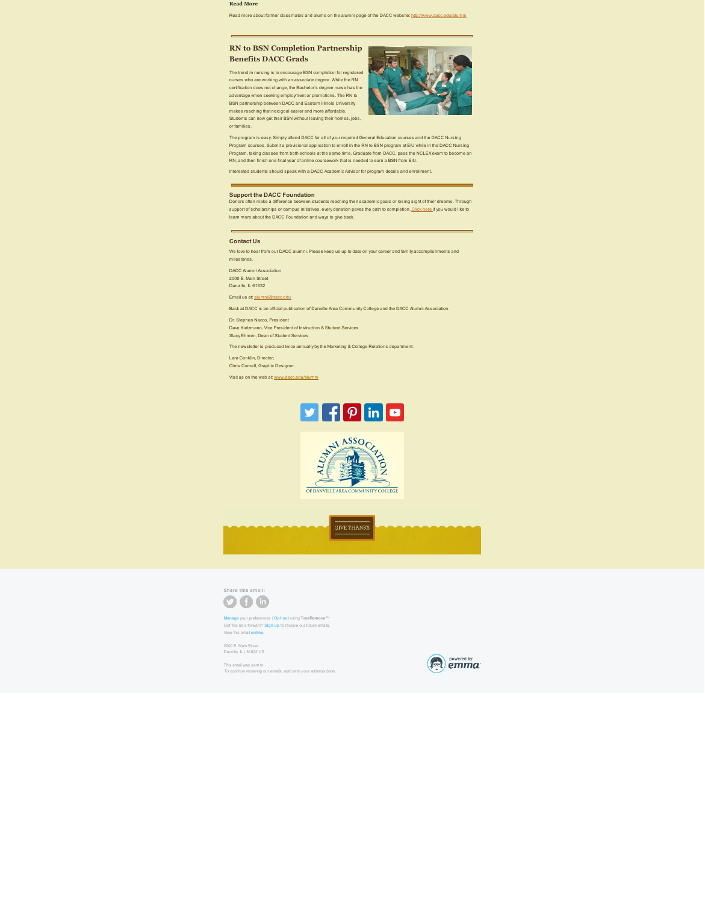**Read More**

Read more about former classmates and alums on the alumni page of the DACC website: http://www.dacc.edu/alumni

## RN to BSN Completion Partnership Benefits DACC Grads

The trend in nursing is to encourage BSN completion for registered nurses who are working with an associate degree. While the RN certification does not change, the Bachelor's degree nurse has the advantage when seeking employment or promotions. The RN to BSN partnership between DACC and Eastern Illinois University makes reaching that next goal easier and more affordable. Students can now get their BSN without leaving their homes, jobs, or families.

The program is easy. Simply attend DACC for all of your required General Education courses and the DACC Nursing Program courses. Submit a provisional application to enroll in the RN to BSN program at EIU while in the DACC Nursing Program, taking classes from both schools at the same time. Graduate from DACC, pass the NCLEX exam to become an RN, and then finish one final year of online coursework that is needed to earn a BSN from EIU.

Interested students should speak with a DACC Academic Advisor for program details and enrollment.

### Support the DACC Foundation

Donors often make a difference between students reaching their academic goals or losing sight of their dreams. Through support of scholarships or campus initiatives, every donation paves the path to completion. Click here if you would like to learn more about the DACC Foundation and ways to give back.

### Contact Us

We love to hear from our DACC alumni. Please keep us up to date on your career and family accomplishments and milestones.

DACC Alumni Association
2000 E. Main Street
Danville, IL 61832

Email us at: alumni@dacc.edu

Back at DACC is an official publication of Danville Area Community College and the DACC Alumni Association.

Dr. Stephen Nacco, President
Dave Kietzmann, Vice President of Instruction & Student Services
Stacy Ehmen, Dean of Student Services

The newsletter is produced twice annually by the Marketing & College Relations department:

Lara Conklin, Director;
Chris Cornell, Graphic Designer.

Visit us on the web at: www.dacc.edu/alumni

ALUMNI ASSOCIATION OF DANVILLE AREA COMMUNITY COLLEGE

GIVE THANKS

Share this email:

Manage your preferences | Opt out using TrueRemove™
Got this as a forward? Sign up to receive our future emails.
View this email online.

2000 E. Main Street
Danville, IL | 61832 US

This email was sent to .
*To continue receiving our emails, add us to your address book.*

powered by emma